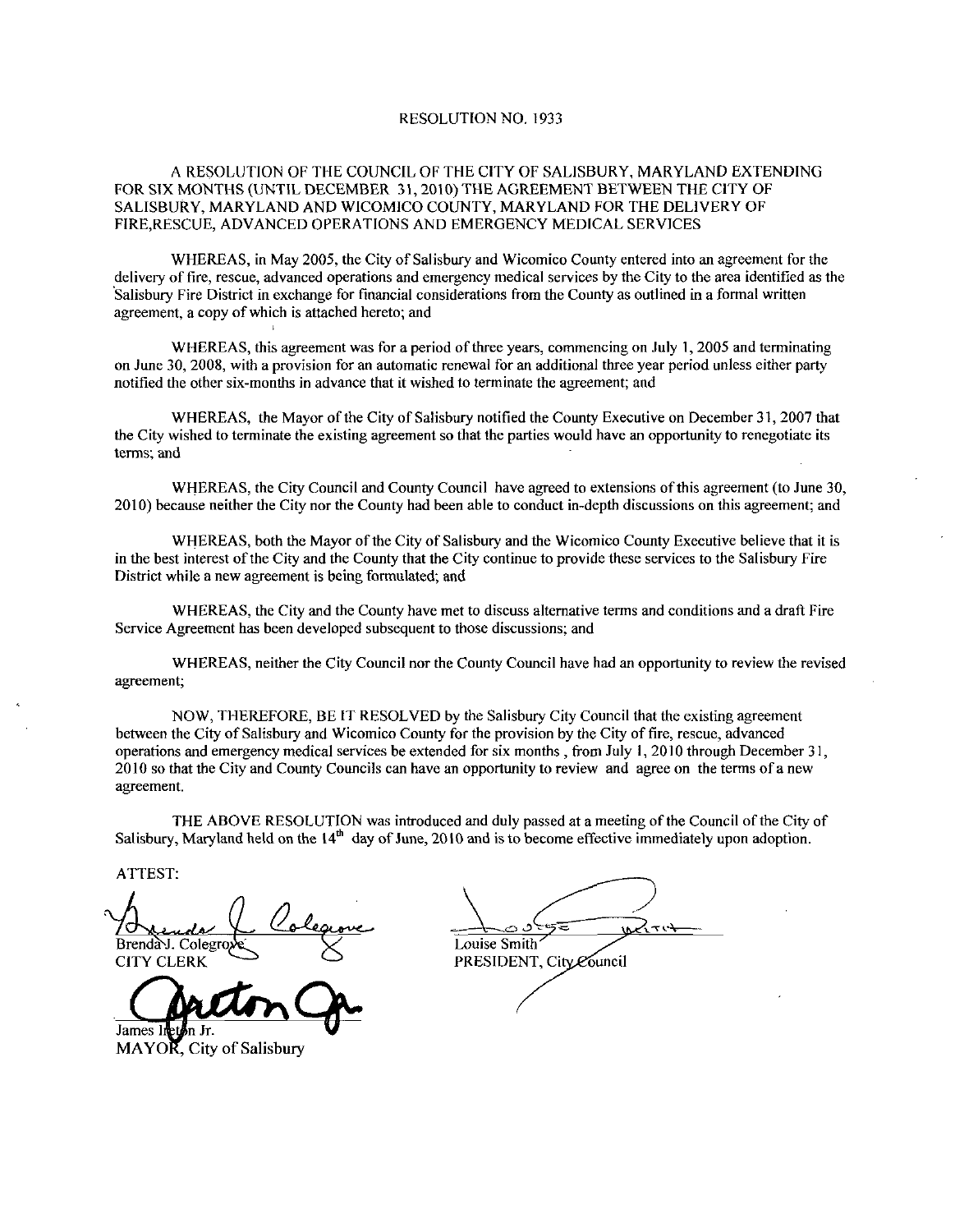# RESOLUTION NO. 1933

A RESOLUTION OF THE COUNCIL OF THE CITY OF SALISBURY, MARYLAND EXTENDING FOR SIX MONTHS (UNTIL DECEMBER 31, 2010) THE AGREEMENT BETWEEN THE CITY OF SALISBURY, MARYLAND AND WICOMICO COUNTY, MARYLAND FOR THE DELIVERY OF FIRE,RESCUE, ADVANCED OPERATIONS AND EMERGENCY MEDICAL SERVICES

WHEREAS, in May 2005, the City of Salisbury and Wicomico County entered into an agreement for the delivery of fire, rescue, advanced operations and emergency medical services by the City to the area identified as the Salisbury Fire District in exchange for financial considerations from the County as outlined in a formal written agreement, a copy of which is attached hereto; and

WHEREAS, this agreement was for a period of three years, commencing on July 1, 2005 and terminating on June 30, 2008, with a provision for an automatic renewal for an additional three year period unless either party notified the other six-months in advance that it wished to terminate the agreement; and

WHEREAS, the Mayor of the City of Salisbury notified the County Executive on December 31, 2007 that the City wished to terminate the existing agreement so that the parties would have an opportunity to renegotiate its terms; and

WHEREAS, the City Council and County Council have agreed to extensions of this agreement (to June 30, 2010) because neither the City nor the County had been able to conduct in-depth discussions on this agreement; and

WHEREAS, both the Mayor of the City of Salisbury and the Wicomico County Executive believe that it is in the best interest of the City and the County that the City continue to provide these services to the Salisbury Fire District while a new agreement is being formulated; and

WHEREAS, the City and the County have met to discuss alternative terms and conditions and a draft Fire Service Agreement has been developed subsequent to those discussions; and

WHEREAS, neither the City Council nor the County Council have had an opportunity to review the revised agreement;

NOW, THEREFORE, BE IT RESOLVED by the Salisbury City Council that the existing agreement between the City of Salisbury and Wicomico County for the provision by the City of fire, rescue, advanced operations and emergency medical services be extended for six months , from July 1, 2010 through December 31, 2010 so that the City and County Councils can have an opportunity to review and agree on the terms of a new agreement.

THE ABOVE RESOLUTION was introduced and duly passed at a meeting of the Council of the City of Salisbury, Maryland held on the 14th day of June, 2010 and is to become effective immediately upon adoption.

ATTEST:

Brenda J. Colegrove
CITY CLERK

Louise Smith
PRESIDENT, City Council

James Ireton Jr.
MAYOR, City of Salisbury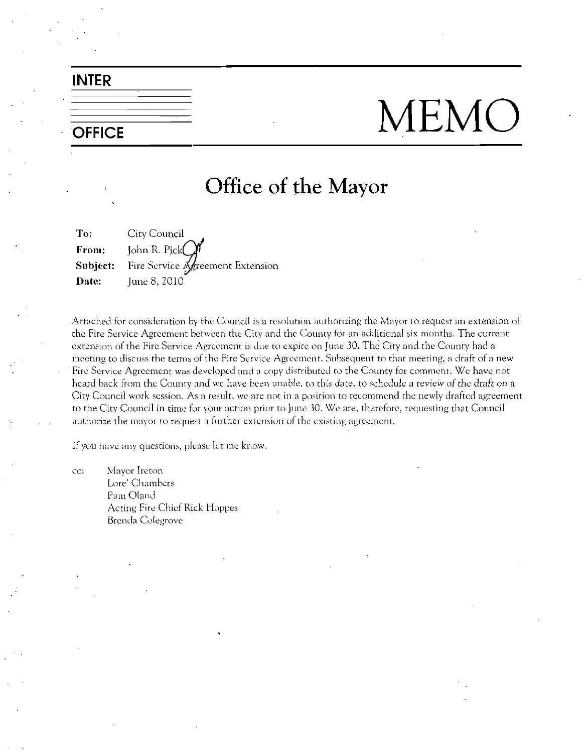**INTER OFFICE**

# MEMO

## Office of the Mayor

**To:** City Council
**From:** John R. Pick
**Subject:** Fire Service Agreement Extension
**Date:** June 8, 2010

Attached for consideration by the Council is a resolution authorizing the Mayor to request an extension of the Fire Service Agreement between the City and the County for an additional six months. The current extension of the Fire Service Agreement is due to expire on June 30. The City and the County had a meeting to discuss the terms of the Fire Service Agreement. Subsequent to that meeting, a draft of a new Fire Service Agreement was developed and a copy distributed to the County for comment. We have not heard back from the County and we have been unable, to this date, to schedule a review of the draft on a City Council work session. As a result, we are not in a position to recommend the newly drafted agreement to the City Council in time for your action prior to June 30. We are, therefore, requesting that Council authorize the mayor to request a further extension of the existing agreement.

If you have any questions, please let me know.

cc: Mayor Ireton
Lore' Chambers
Pam Oland
Acting Fire Chief Rick Hoppes
Brenda Colegrove